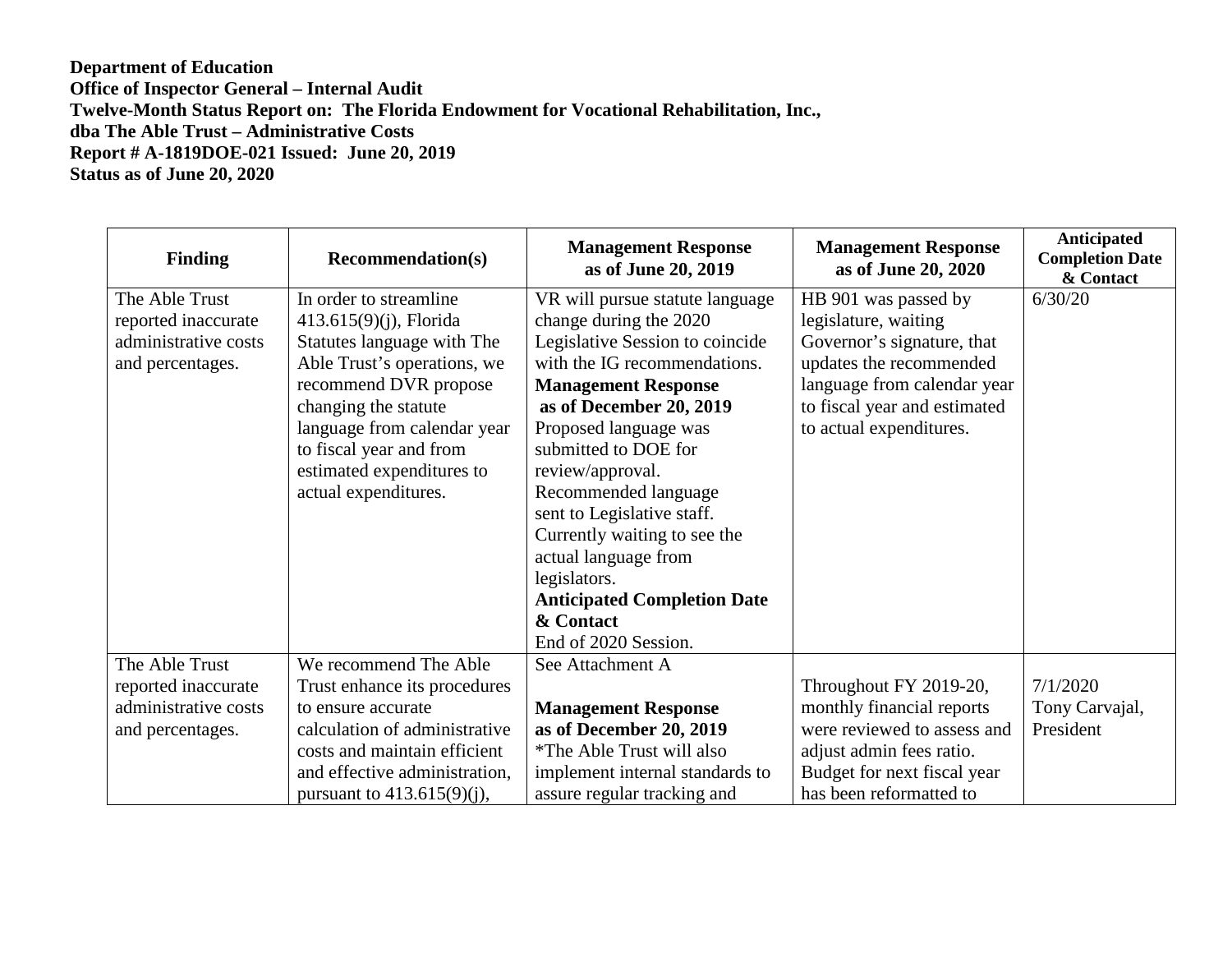**Department of Education**
**Office of Inspector General – Internal Audit**
**Twelve-Month Status Report on: The Florida Endowment for Vocational Rehabilitation, Inc., dba The Able Trust – Administrative Costs**
**Report # A-1819DOE-021 Issued: June 20, 2019**
**Status as of June 20, 2020**

| Finding | Recommendation(s) | Management Response as of June 20, 2019 | Management Response as of June 20, 2020 | Anticipated Completion Date & Contact |
|---|---|---|---|---|
| The Able Trust reported inaccurate administrative costs and percentages. | In order to streamline 413.615(9)(j), Florida Statutes language with The Able Trust's operations, we recommend DVR propose changing the statute language from calendar year to fiscal year and from estimated expenditures to actual expenditures. | VR will pursue statute language change during the 2020 Legislative Session to coincide with the IG recommendations. **Management Response as of December 20, 2019** Proposed language was submitted to DOE for review/approval. Recommended language sent to Legislative staff. Currently waiting to see the actual language from legislators. **Anticipated Completion Date & Contact** End of 2020 Session. | HB 901 was passed by legislature, waiting Governor's signature, that updates the recommended language from calendar year to fiscal year and estimated to actual expenditures. | 6/30/20 |
| The Able Trust reported inaccurate administrative costs and percentages. | We recommend The Able Trust enhance its procedures to ensure accurate calculation of administrative costs and maintain efficient and effective administration, pursuant to 413.615(9)(j), | See Attachment A **Management Response as of December 20, 2019** *The Able Trust will also implement internal standards to assure regular tracking and | Throughout FY 2019-20, monthly financial reports were reviewed to assess and adjust admin fees ratio. Budget for next fiscal year has been reformatted to | 7/1/2020 Tony Carvajal, President |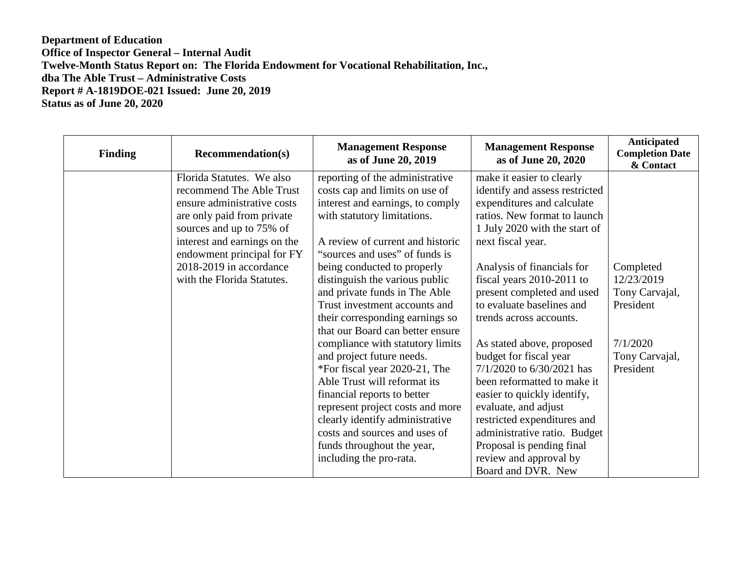**Department of Education**
**Office of Inspector General – Internal Audit**
**Twelve-Month Status Report on: The Florida Endowment for Vocational Rehabilitation, Inc., dba The Able Trust – Administrative Costs**
**Report # A-1819DOE-021 Issued: June 20, 2019**
**Status as of June 20, 2020**

| Finding | Recommendation(s) | Management Response as of June 20, 2019 | Management Response as of June 20, 2020 | Anticipated Completion Date & Contact |
|---|---|---|---|---|
| | Florida Statutes. We also recommend The Able Trust ensure administrative costs are only paid from private sources and up to 75% of interest and earnings on the endowment principal for FY 2018-2019 in accordance with the Florida Statutes. | reporting of the administrative costs cap and limits on use of interest and earnings, to comply with statutory limitations.<br><br>A review of current and historic "sources and uses" of funds is being conducted to properly distinguish the various public and private funds in The Able Trust investment accounts and their corresponding earnings so that our Board can better ensure compliance with statutory limits and project future needs.<br>*For fiscal year 2020-21, The Able Trust will reformat its financial reports to better represent project costs and more clearly identify administrative costs and sources and uses of funds throughout the year, including the pro-rata. | make it easier to clearly identify and assess restricted expenditures and calculate ratios. New format to launch 1 July 2020 with the start of next fiscal year.<br><br>Analysis of financials for fiscal years 2010-2011 to present completed and used to evaluate baselines and trends across accounts.<br><br>As stated above, proposed budget for fiscal year 7/1/2020 to 6/30/2021 has been reformatted to make it easier to quickly identify, evaluate, and adjust restricted expenditures and administrative ratio. Budget Proposal is pending final review and approval by Board and DVR. New | Completed 12/23/2019 Tony Carvajal, President<br><br>7/1/2020 Tony Carvajal, President |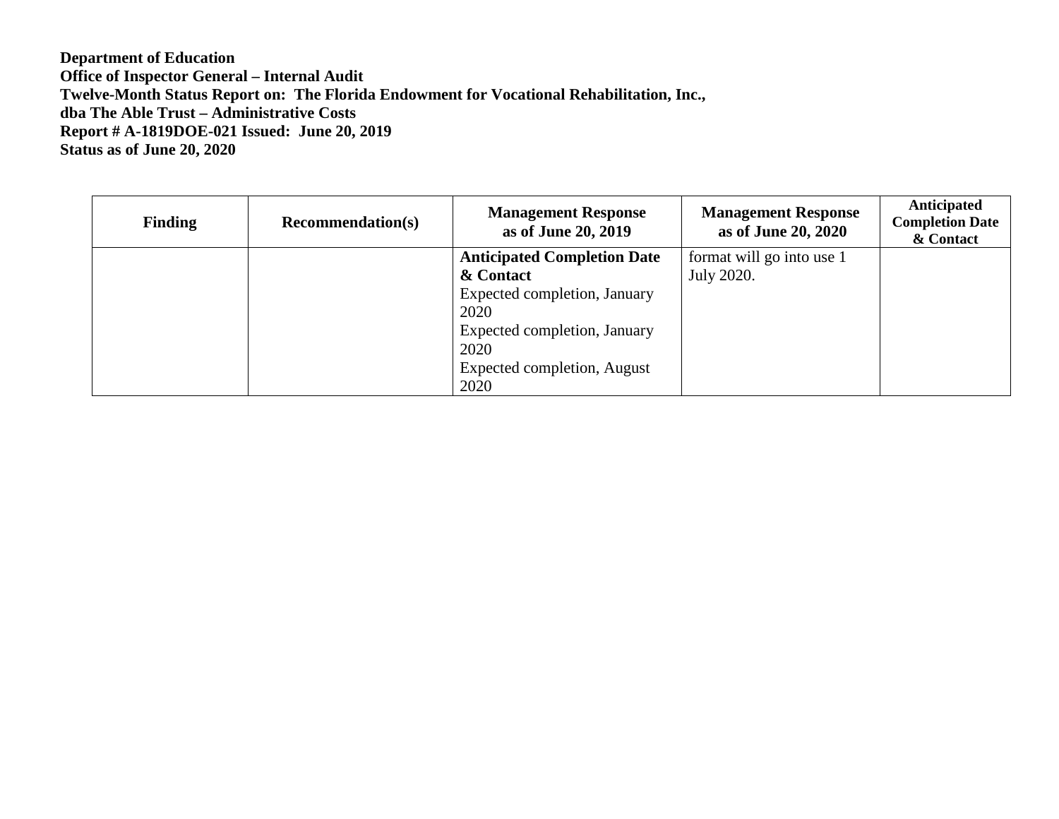**Department of Education**
**Office of Inspector General – Internal Audit**
**Twelve-Month Status Report on: The Florida Endowment for Vocational Rehabilitation, Inc., dba The Able Trust – Administrative Costs**
**Report # A-1819DOE-021 Issued: June 20, 2019**
**Status as of June 20, 2020**

| Finding | Recommendation(s) | Management Response as of June 20, 2019 | Management Response as of June 20, 2020 | Anticipated Completion Date & Contact |
|---|---|---|---|---|
| | | **Anticipated Completion Date & Contact**<br>Expected completion, January 2020<br>Expected completion, January 2020<br>Expected completion, August 2020 | format will go into use 1 July 2020. | |